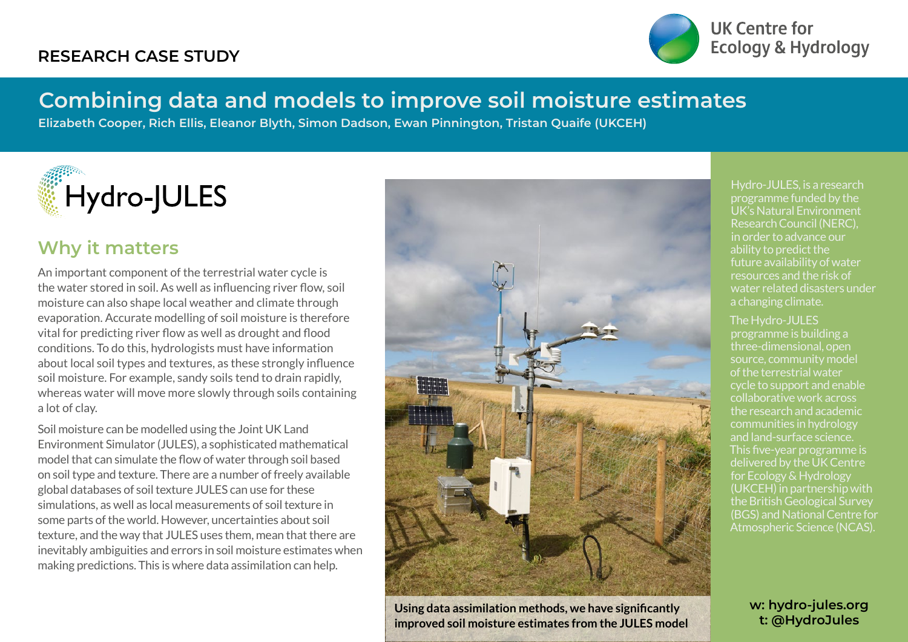RESEARCH CASE STUDY

UK Centre for Ecology & Hydrology

# Combining data and models to improve soil moisture estimates

**Elizabeth Cooper, Rich Ellis, Eleanor Blyth, Simon Dadson, Ewan Pinnington, Tristan Quaife (UKCEH)**

Hydro-JULES

## Why it matters

An important component of the terrestrial water cycle is the water stored in soil. As well as influencing river flow, soil moisture can also shape local weather and climate through evaporation. Accurate modelling of soil moisture is therefore vital for predicting river flow as well as drought and flood conditions. To do this, hydrologists must have information about local soil types and textures, as these strongly influence soil moisture. For example, sandy soils tend to drain rapidly, whereas water will move more slowly through soils containing a lot of clay.

Soil moisture can be modelled using the Joint UK Land Environment Simulator (JULES), a sophisticated mathematical model that can simulate the flow of water through soil based on soil type and texture. There are a number of freely available global databases of soil texture JULES can use for these simulations, as well as local measurements of soil texture in some parts of the world. However, uncertainties about soil texture, and the way that JULES uses them, mean that there are inevitably ambiguities and errors in soil moisture estimates when making predictions. This is where data assimilation can help.

**Using data assimilation methods, we have significantly improved soil moisture estimates from the JULES model**

Hydro-JULES, is a research programme funded by the UK's Natural Environment Research Council (NERC), in order to advance our ability to predict the future availability of water resources and the risk of water related disasters under a changing climate.

The Hydro-JULES programme is building a three-dimensional, open source, community model of the terrestrial water cycle to support and enable collaborative work across the research and academic communities in hydrology and land-surface science. This five-year programme is delivered by the UK Centre for Ecology & Hydrology (UKCEH) in partnership with the British Geological Survey (BGS) and National Centre for Atmospheric Science (NCAS).

**w: hydro-jules.org**
**t: @HydroJules**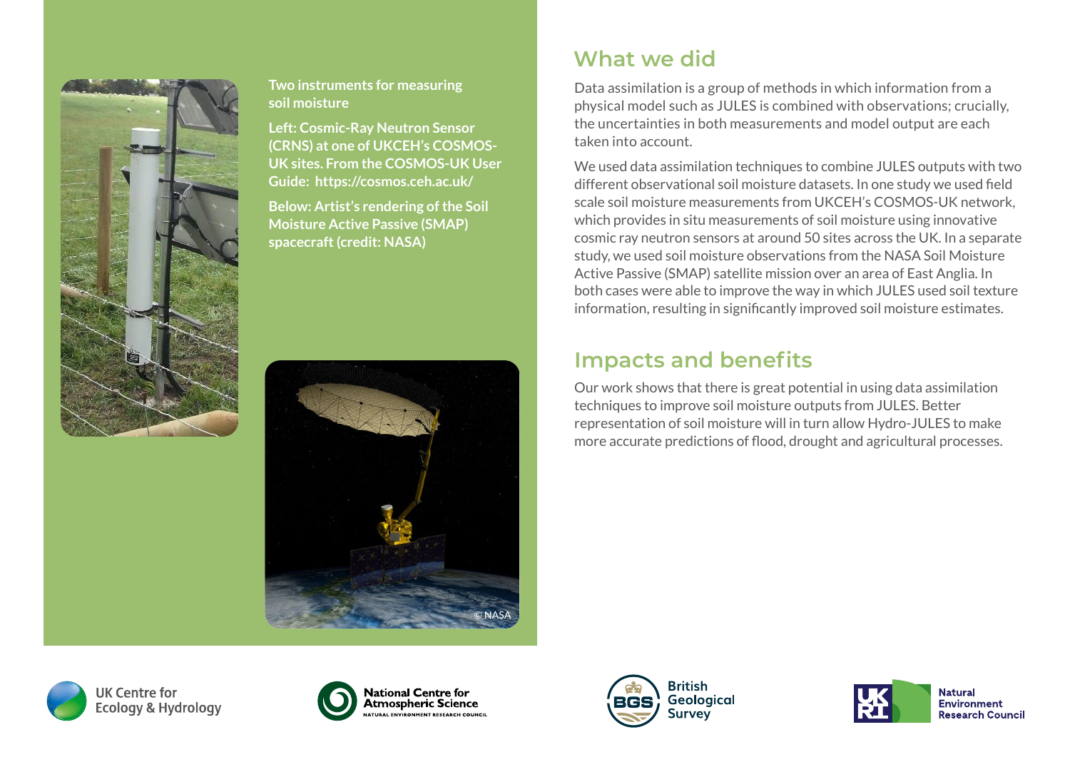Two instruments for measuring soil moisture

Left: Cosmic-Ray Neutron Sensor (CRNS) at one of UKCEH's COSMOS-UK sites. From the COSMOS-UK User Guide: https://cosmos.ceh.ac.uk/

Below: Artist's rendering of the Soil Moisture Active Passive (SMAP) spacecraft (credit: NASA)

© NASA

## What we did

Data assimilation is a group of methods in which information from a physical model such as JULES is combined with observations; crucially, the uncertainties in both measurements and model output are each taken into account.

We used data assimilation techniques to combine JULES outputs with two different observational soil moisture datasets. In one study we used field scale soil moisture measurements from UKCEH's COSMOS-UK network, which provides in situ measurements of soil moisture using innovative cosmic ray neutron sensors at around 50 sites across the UK. In a separate study, we used soil moisture observations from the NASA Soil Moisture Active Passive (SMAP) satellite mission over an area of East Anglia. In both cases were able to improve the way in which JULES used soil texture information, resulting in significantly improved soil moisture estimates.

## Impacts and benefits

Our work shows that there is great potential in using data assimilation techniques to improve soil moisture outputs from JULES. Better representation of soil moisture will in turn allow Hydro-JULES to make more accurate predictions of flood, drought and agricultural processes.

UK Centre for Ecology & Hydrology

National Centre for Atmospheric Science
NATURAL ENVIRONMENT RESEARCH COUNCIL

BGS British Geological Survey

UKRI Natural Environment Research Council